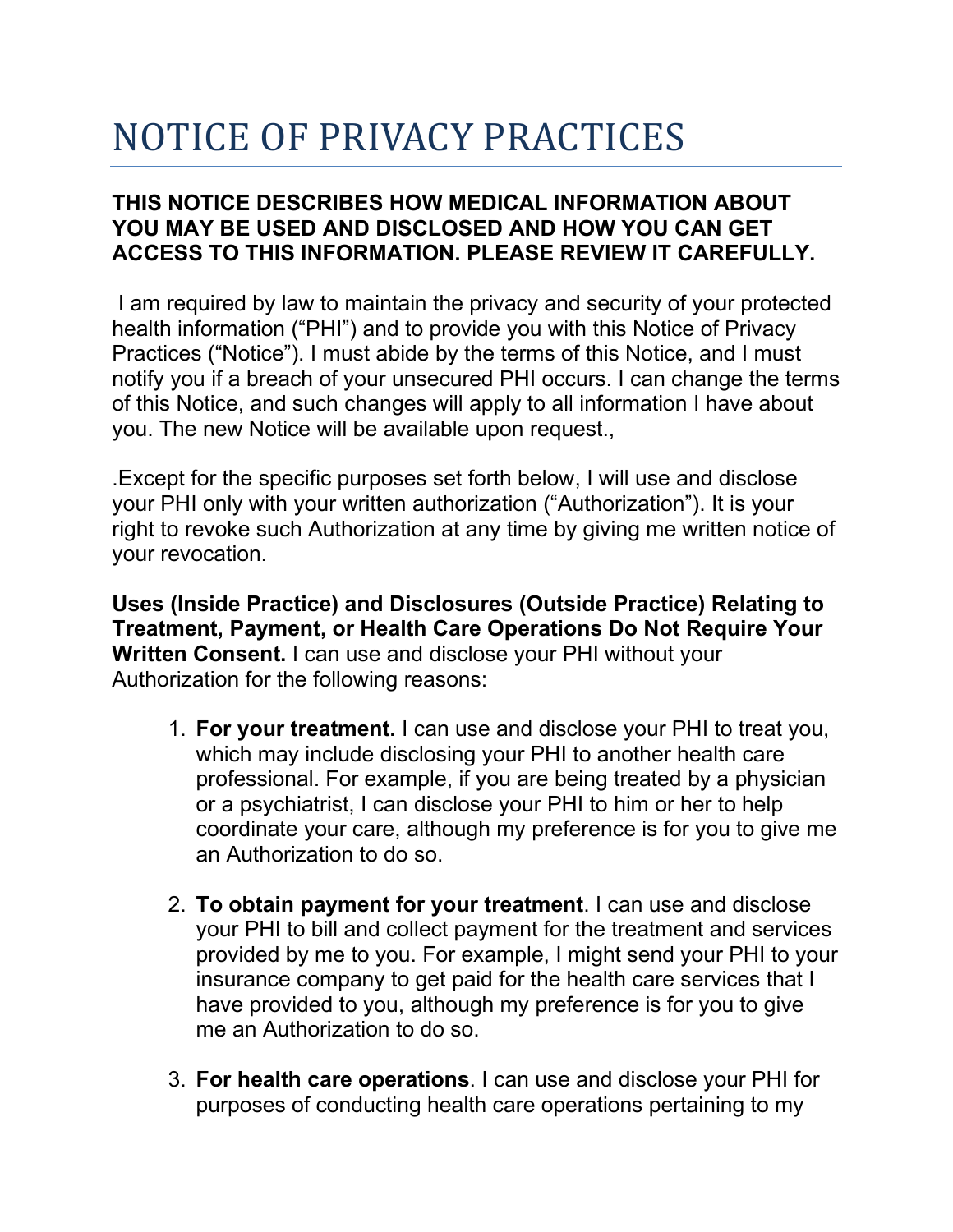# NOTICE OF PRIVACY PRACTICES

**THIS NOTICE DESCRIBES HOW MEDICAL INFORMATION ABOUT YOU MAY BE USED AND DISCLOSED AND HOW YOU CAN GET ACCESS TO THIS INFORMATION. PLEASE REVIEW IT CAREFULLY.**

I am required by law to maintain the privacy and security of your protected health information ("PHI") and to provide you with this Notice of Privacy Practices ("Notice"). I must abide by the terms of this Notice, and I must notify you if a breach of your unsecured PHI occurs. I can change the terms of this Notice, and such changes will apply to all information I have about you. The new Notice will be available upon request.,

.Except for the specific purposes set forth below, I will use and disclose your PHI only with your written authorization ("Authorization"). It is your right to revoke such Authorization at any time by giving me written notice of your revocation.

**Uses (Inside Practice) and Disclosures (Outside Practice) Relating to Treatment, Payment, or Health Care Operations Do Not Require Your Written Consent.** I can use and disclose your PHI without your Authorization for the following reasons:

1. **For your treatment.** I can use and disclose your PHI to treat you, which may include disclosing your PHI to another health care professional. For example, if you are being treated by a physician or a psychiatrist, I can disclose your PHI to him or her to help coordinate your care, although my preference is for you to give me an Authorization to do so.

2. **To obtain payment for your treatment**. I can use and disclose your PHI to bill and collect payment for the treatment and services provided by me to you. For example, I might send your PHI to your insurance company to get paid for the health care services that I have provided to you, although my preference is for you to give me an Authorization to do so.

3. **For health care operations**. I can use and disclose your PHI for purposes of conducting health care operations pertaining to my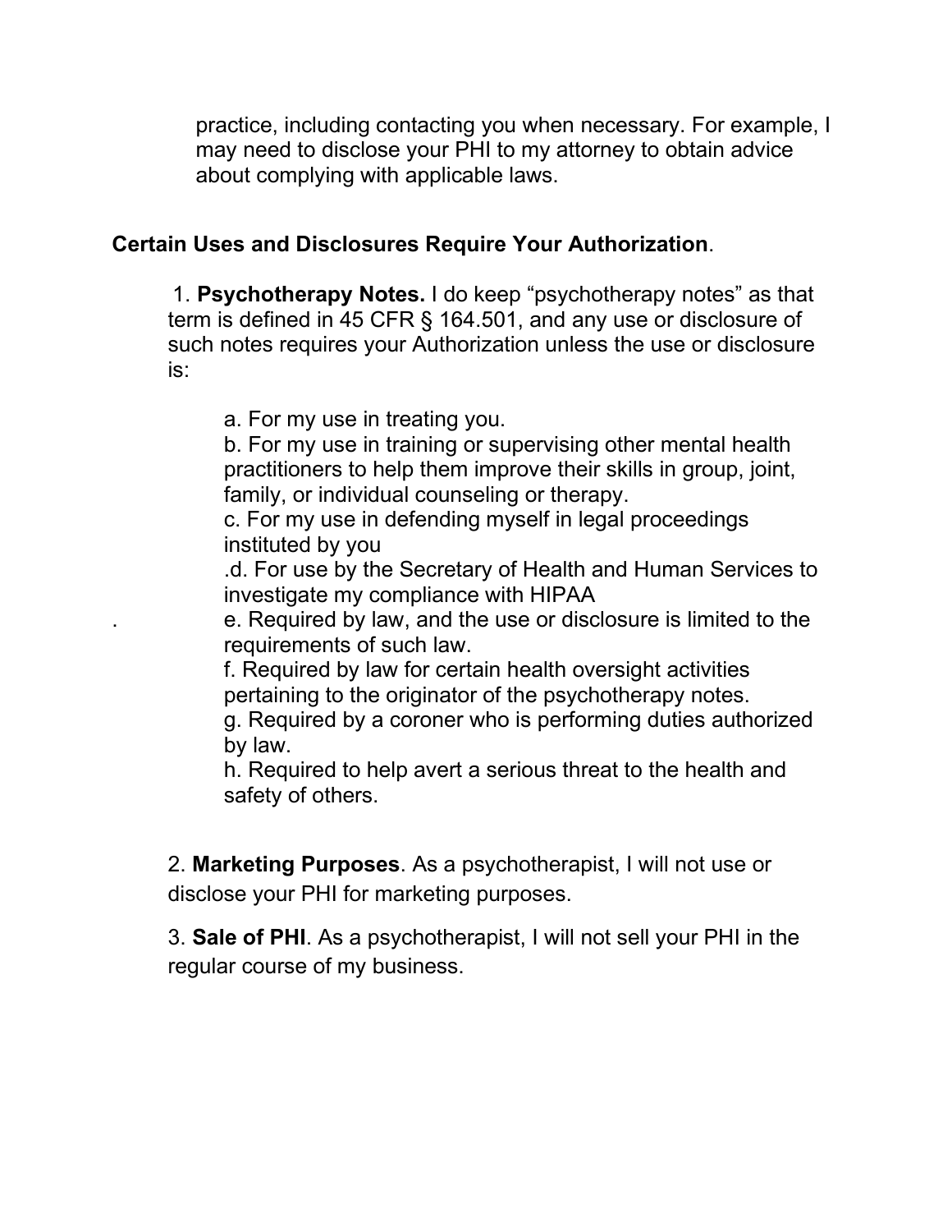practice, including contacting you when necessary. For example, I may need to disclose your PHI to my attorney to obtain advice about complying with applicable laws.

**Certain Uses and Disclosures Require Your Authorization**.

1. **Psychotherapy Notes.** I do keep "psychotherapy notes" as that term is defined in 45 CFR § 164.501, and any use or disclosure of such notes requires your Authorization unless the use or disclosure is:

   a. For my use in treating you.
   b. For my use in training or supervising other mental health practitioners to help them improve their skills in group, joint, family, or individual counseling or therapy.
   c. For my use in defending myself in legal proceedings instituted by you
   .d. For use by the Secretary of Health and Human Services to investigate my compliance with HIPAA
   . e. Required by law, and the use or disclosure is limited to the requirements of such law.
   f. Required by law for certain health oversight activities pertaining to the originator of the psychotherapy notes.
   g. Required by a coroner who is performing duties authorized by law.
   h. Required to help avert a serious threat to the health and safety of others.

2. **Marketing Purposes**. As a psychotherapist, I will not use or disclose your PHI for marketing purposes.

3. **Sale of PHI**. As a psychotherapist, I will not sell your PHI in the regular course of my business.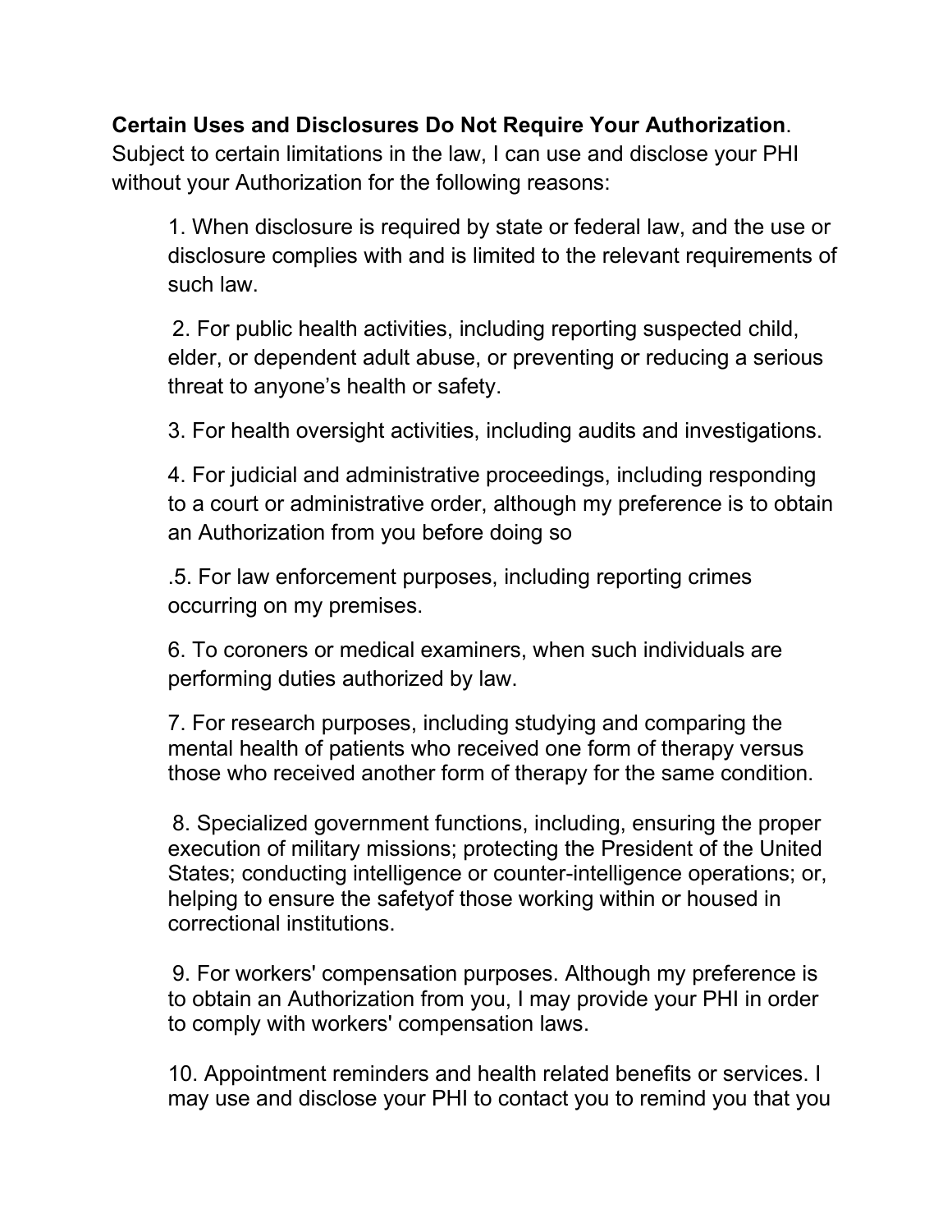**Certain Uses and Disclosures Do Not Require Your Authorization**. Subject to certain limitations in the law, I can use and disclose your PHI without your Authorization for the following reasons:

1. When disclosure is required by state or federal law, and the use or disclosure complies with and is limited to the relevant requirements of such law.

2. For public health activities, including reporting suspected child, elder, or dependent adult abuse, or preventing or reducing a serious threat to anyone's health or safety.

3. For health oversight activities, including audits and investigations.

4. For judicial and administrative proceedings, including responding to a court or administrative order, although my preference is to obtain an Authorization from you before doing so

.5. For law enforcement purposes, including reporting crimes occurring on my premises.

6. To coroners or medical examiners, when such individuals are performing duties authorized by law.

7. For research purposes, including studying and comparing the mental health of patients who received one form of therapy versus those who received another form of therapy for the same condition.

8. Specialized government functions, including, ensuring the proper execution of military missions; protecting the President of the United States; conducting intelligence or counter-intelligence operations; or, helping to ensure the safetyof those working within or housed in correctional institutions.

9. For workers' compensation purposes. Although my preference is to obtain an Authorization from you, I may provide your PHI in order to comply with workers' compensation laws.

10. Appointment reminders and health related benefits or services. I may use and disclose your PHI to contact you to remind you that you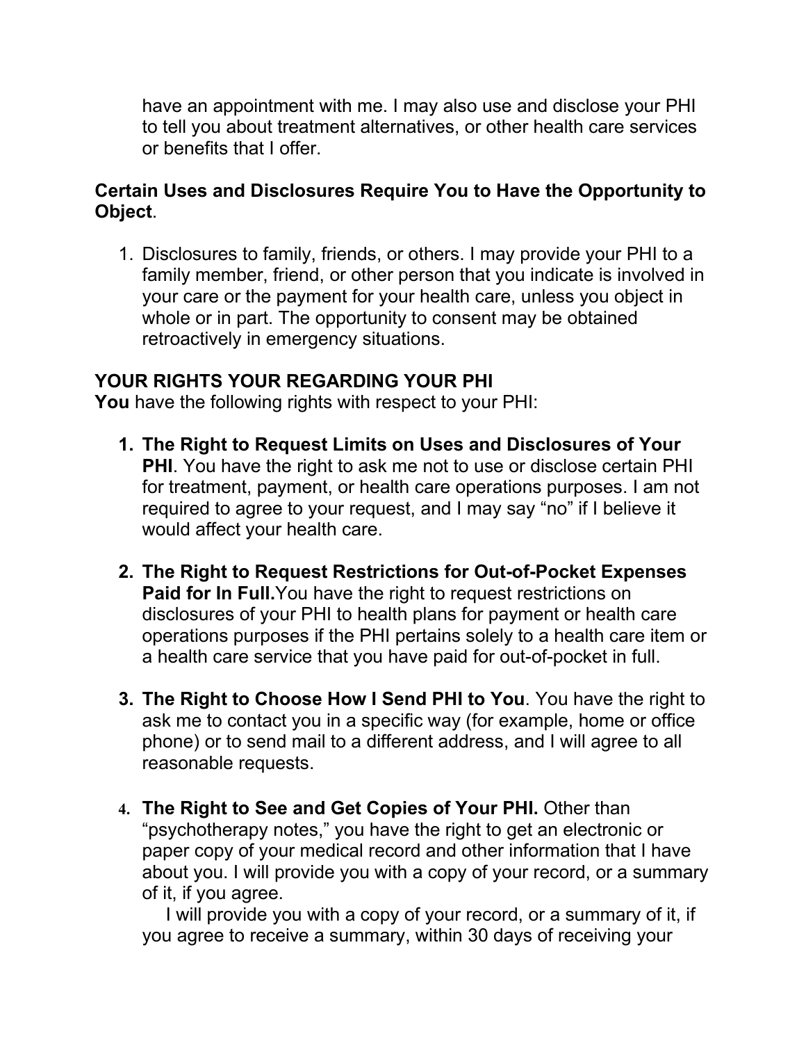have an appointment with me. I may also use and disclose your PHI to tell you about treatment alternatives, or other health care services or benefits that I offer.

**Certain Uses and Disclosures Require You to Have the Opportunity to Object**.

1. Disclosures to family, friends, or others. I may provide your PHI to a family member, friend, or other person that you indicate is involved in your care or the payment for your health care, unless you object in whole or in part. The opportunity to consent may be obtained retroactively in emergency situations.

**YOUR RIGHTS YOUR REGARDING YOUR PHI**

**You** have the following rights with respect to your PHI:

1. **The Right to Request Limits on Uses and Disclosures of Your PHI**. You have the right to ask me not to use or disclose certain PHI for treatment, payment, or health care operations purposes. I am not required to agree to your request, and I may say "no" if I believe it would affect your health care.

2. **The Right to Request Restrictions for Out-of-Pocket Expenses Paid for In Full.** You have the right to request restrictions on disclosures of your PHI to health plans for payment or health care operations purposes if the PHI pertains solely to a health care item or a health care service that you have paid for out-of-pocket in full.

3. **The Right to Choose How I Send PHI to You**. You have the right to ask me to contact you in a specific way (for example, home or office phone) or to send mail to a different address, and I will agree to all reasonable requests.

4. **The Right to See and Get Copies of Your PHI.** Other than "psychotherapy notes," you have the right to get an electronic or paper copy of your medical record and other information that I have about you. I will provide you with a copy of your record, or a summary of it, if you agree.

   I will provide you with a copy of your record, or a summary of it, if you agree to receive a summary, within 30 days of receiving your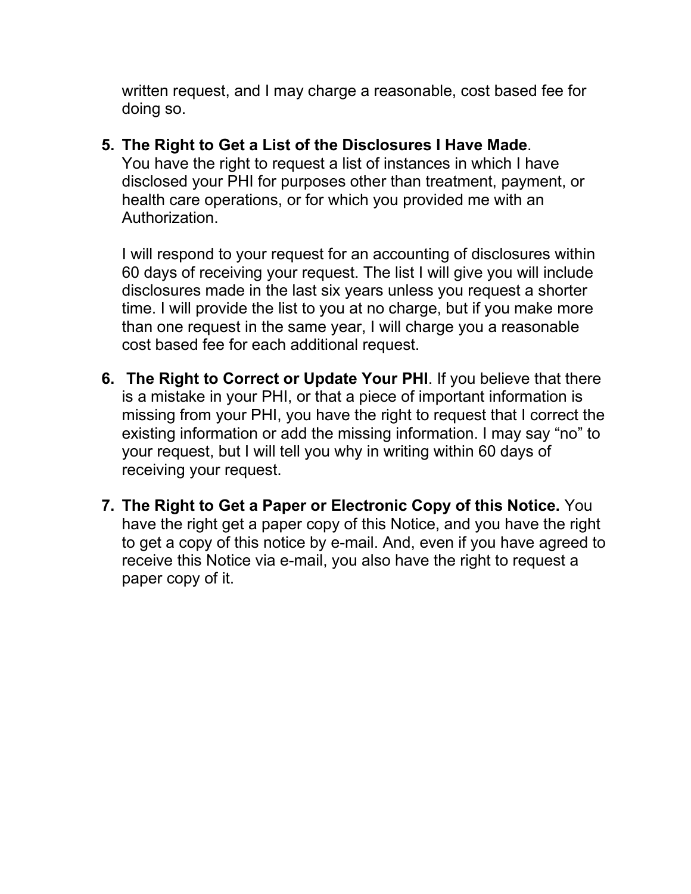written request, and I may charge a reasonable, cost based fee for doing so.

5. **The Right to Get a List of the Disclosures I Have Made**.
   You have the right to request a list of instances in which I have disclosed your PHI for purposes other than treatment, payment, or health care operations, or for which you provided me with an Authorization.

   I will respond to your request for an accounting of disclosures within 60 days of receiving your request. The list I will give you will include disclosures made in the last six years unless you request a shorter time. I will provide the list to you at no charge, but if you make more than one request in the same year, I will charge you a reasonable cost based fee for each additional request.

6. **The Right to Correct or Update Your PHI**. If you believe that there is a mistake in your PHI, or that a piece of important information is missing from your PHI, you have the right to request that I correct the existing information or add the missing information. I may say "no" to your request, but I will tell you why in writing within 60 days of receiving your request.

7. **The Right to Get a Paper or Electronic Copy of this Notice.** You have the right get a paper copy of this Notice, and you have the right to get a copy of this notice by e-mail. And, even if you have agreed to receive this Notice via e-mail, you also have the right to request a paper copy of it.